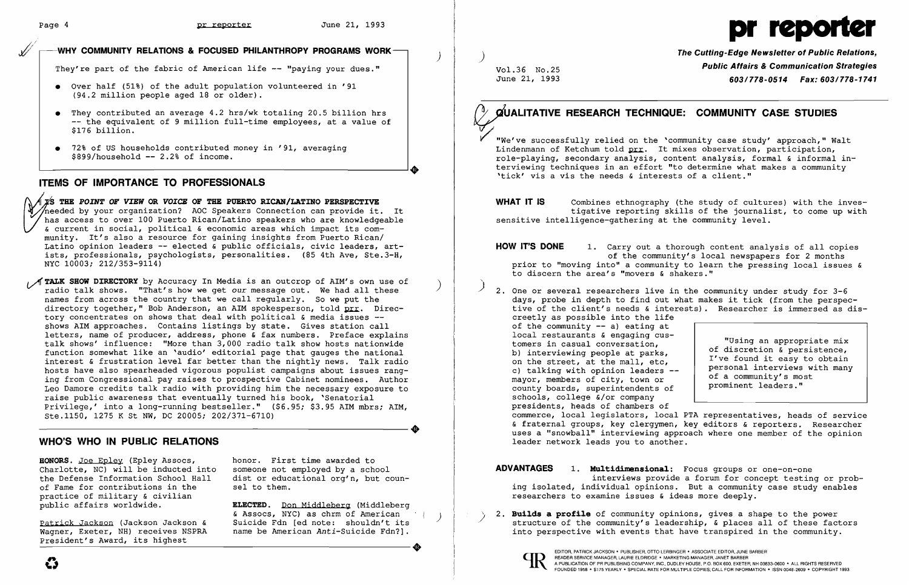## WHY COMMUNITY RELATIONS & FOCUSED PHILANTHROPY PROGRAMS WORK

They're part of the fabric of American life -- "paying your dues."

- Over half (51%) of the adult population volunteered in '91 (94.2 million people aged 18 or older).
- They contributed an average 4.2 hrs/wk totaling 20.5 billion hrs -- the equivalent of 9 million full-time employees, at a value of $176 billion.
- 72% of US households contributed money in '91, averaging $899/household -- 2.2% of income.

## ITEMS OF IMPORTANCE TO PROFESSIONALS

**IS THE *POINT OF VIEW* OR *VOICE* OF THE PUERTO RICAN/LATINO PERSPECTIVE** needed by your organization? AOC Speakers Connection can provide it. It has access to over 100 Puerto Rican/Latino speakers who are knowledgeable & current in social, political & economic areas which impact its community. It's also a resource for gaining insights from Puerto Rican/ Latino opinion leaders -- elected & public officials, civic leaders, artists, professionals, psychologists, personalities. (85 4th Ave, Ste.3-H, NYC 10003; 212/353-9114)

**TALK SHOW DIRECTORY** by Accuracy In Media is an outcrop of AIM's own use of radio talk shows. "That's how we get *our* message out. We had all these names from across the country that we call regularly. So we put the directory together," Bob Anderson, an AIM spokesperson, told prr. Directory concentrates on shows that deal with political & media issues -- shows AIM approaches. Contains listings by state. Gives station call letters, name of producer, address, phone & fax numbers. Preface explains talk shows' influence: "More than 3,000 radio talk show hosts nationwide function somewhat like an 'audio' editorial page that gauges the national interest & frustration level far better than the nightly news. Talk radio hosts have also spearheaded vigorous populist campaigns about issues ranging from Congressional pay raises to prospective Cabinet nominees. Author Leo Damore credits talk radio with providing him the necessary exposure to raise public awareness that eventually turned his book, 'Senatorial Privilege,' into a long-running bestseller." ($6.95; $3.95 AIM mbrs; AIM, Ste.1150, 1275 K St NW, DC 20005; 202/371-6710)

## WHO'S WHO IN PUBLIC RELATIONS

**HONORS.** Joe Epley (Epley Assocs, Charlotte, NC) will be inducted into the Defense Information School Hall of Fame for contributions in the practice of military & civilian public affairs worldwide.

Patrick Jackson (Jackson Jackson & Wagner, Exeter, NH) receives NSPRA President's Award, its highest honor. First time awarded to someone not employed by a school dist or educational org'n, but counsel to them.

**ELECTED.** Don Middleberg (Middleberg & Assocs, NYC) as chrm of American Suicide Fdn [ed note: shouldn't its name be American *Anti*-Suicide Fdn?].

# pr reporter

**The Cutting-Edge Newsletter of Public Relations, Public Affairs & Communication Strategies**

Vol.36 No.25
June 21, 1993

**603/778-0514 Fax: 603/778-1741**

## QUALITATIVE RESEARCH TECHNIQUE: COMMUNITY CASE STUDIES

"We've successfully relied on the 'community case study' approach," Walt Lindenmann of Ketchum told prr. It mixes observation, participation, role-playing, secondary analysis, content analysis, formal & informal interviewing techniques in an effort "to determine what makes a community 'tick' vis a vis the needs & interests of a client."

**WHAT IT IS** Combines ethnography (the study of cultures) with the investigative reporting skills of the journalist, to come up with sensitive intelligence-gathering at the community level.

**HOW IT'S DONE**

1. Carry out a thorough content analysis of all copies of the community's local newspapers for 2 months prior to "moving into" a community to learn the pressing local issues & to discern the area's "movers & shakers."

2. One or several researchers live in the community under study for 3-6 days, probe in depth to find out what makes it tick (from the perspective of the client's needs & interests). Researcher is immersed as discreetly as possible into the life of the community -- a) eating at local restaurants & engaging customers in casual conversation, b) interviewing people at parks, on the street, at the mall, etc, c) talking with opinion leaders -- mayor, members of city, town or county boards, superintendents of schools, college &/or company presidents, heads of chambers of commerce, local legislators, local PTA representatives, heads of service & fraternal groups, key clergymen, key editors & reporters. Researcher uses a "snowball" interviewing approach where one member of the opinion leader network leads you to another.

> "Using an appropriate mix of discretion & persistence, I've found it easy to obtain personal interviews with many of a community's most prominent leaders."

**ADVANTAGES**

1. **Multidimensional:** Focus groups or one-on-one interviews provide a forum for concept testing or probing isolated, individual opinions. But a community case study enables researchers to examine issues & ideas more deeply.

2. **Builds a profile** of community opinions, gives a shape to the power structure of the community's leadership, & places all of these factors into perspective with events that have transpired in the community.

EDITOR, PATRICK JACKSON • PUBLISHER, OTTO LERBINGER • ASSOCIATE EDITOR, JUNE BARBER
READER SERVICE MANAGER, LAURIE ELDRIDGE • MARKETING MANAGER, JANET BARBER
A PUBLICATION OF PR PUBLISHING COMPANY, INC., DUDLEY HOUSE, P.O. BOX 600, EXETER, NH 03833-0600 • ALL RIGHTS RESERVED
FOUNDED 1958 • $175 YEARLY • SPECIAL RATE FOR MULTIPLE COPIES; CALL FOR INFORMATION • ISSN 0048-2609 • COPYRIGHT 1993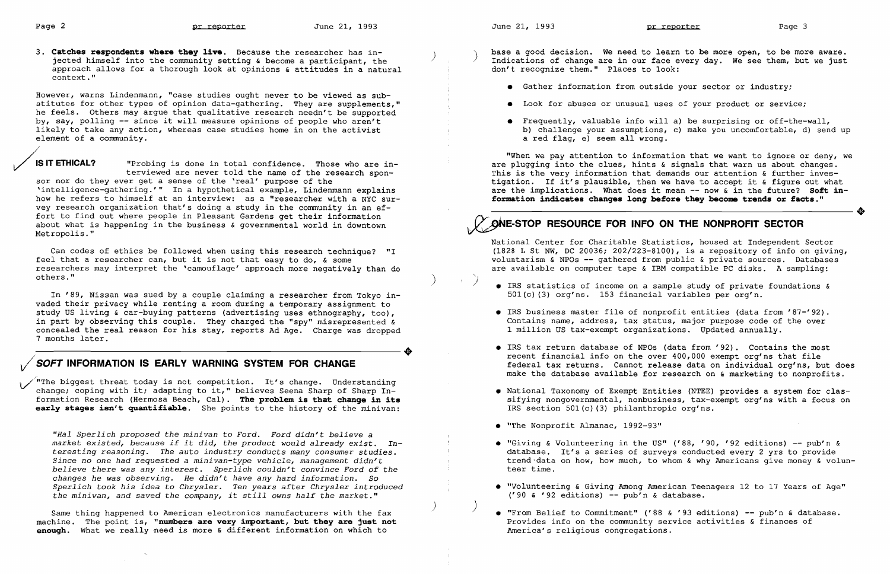3. **Catches respondents where they live.** Because the researcher has injected himself into the community setting & become a participant, the approach allows for a thorough look at opinions & attitudes in a natural context."

However, warns Lindenmann, "case studies ought never to be viewed as substitutes for other types of opinion data-gathering. They are supplements," he feels. Others may argue that qualitative research needn't be supported by, say, polling -- since it will measure opinions of people who aren't likely to take any action, whereas case studies home in on the activist element of a community.

**IS IT ETHICAL?** "Probing is done in total confidence. Those who are interviewed are never told the name of the research sponsor nor do they ever get a sense of the 'real' purpose of the 'intelligence-gathering.'" In a hypothetical example, Lindenmann explains how he refers to himself at an interview: as a "researcher with a NYC survey research organization that's doing a study in the community in an effort to find out where people in Pleasant Gardens get their information about what is happening in the business & governmental world in downtown Metropolis."

Can codes of ethics be followed when using this research technique? "I feel that a researcher can, but it is not that easy to do, & some researchers may interpret the 'camouflage' approach more negatively than do others."

In '89, Nissan was sued by a couple claiming a researcher from Tokyo invaded their privacy while renting a room during a temporary assignment to study US living & car-buying patterns (advertising uses ethnography, too), in part by observing this couple. They charged the "spy" misrepresented & concealed the real reason for his stay, reports Ad Age. Charge was dropped 7 months later.

## *SOFT* INFORMATION IS EARLY WARNING SYSTEM FOR CHANGE

"The biggest threat today is not competition. It's change. Understanding change; coping with it; adapting to it," believes Seena Sharp of Sharp Information Research (Hermosa Beach, Cal). **The problem is that change in its early stages isn't quantifiable.** She points to the history of the minivan:

*"Hal Sperlich proposed the minivan to Ford. Ford didn't believe a market existed, because if it did, the product would already exist. Interesting reasoning. The auto industry conducts many consumer studies. Since no one had requested a minivan-type vehicle, management didn't believe there was any interest. Sperlich couldn't convince Ford of the changes he was observing. He didn't have any hard information. So Sperlich took his idea to Chrysler. Ten years after Chrysler introduced the minivan, and saved the company, it still owns half the market."*

Same thing happened to American electronics manufacturers with the fax machine. The point is, **"numbers are very important, but they are just not enough.** What we really need is more & different information on which to base a good decision. We need to learn to be more open, to be more aware. Indications of change are in our face every day. We see them, but we just don't recognize them." Places to look:

- Gather information from outside your sector or industry;
- Look for abuses or unusual uses of your product or service;
- Frequently, valuable info will a) be surprising or off-the-wall, b) challenge your assumptions, c) make you uncomfortable, d) send up a red flag, e) seem all wrong.

"When we pay attention to information that we want to ignore or deny, we are plugging into the clues, hints & signals that warn us about changes. This is the very information that demands our attention & further investigation. If it's plausible, then we have to accept it & figure out what are the implications. What does it mean -- now & in the future? **Soft information indicates changes long before they become trends or facts."**

## ONE-STOP RESOURCE FOR INFO ON THE NONPROFIT SECTOR

National Center for Charitable Statistics, housed at Independent Sector (1828 L St NW, DC 20036; 202/223-8100), is a repository of info on giving, voluntarism & NPOs -- gathered from public & private sources. Databases are available on computer tape & IBM compatible PC disks. A sampling:

- IRS statistics of income on a sample study of private foundations & 501(c)(3) org'ns. 153 financial variables per org'n.
- IRS business master file of nonprofit entities (data from '87-'92). Contains name, address, tax status, major purpose code of the over 1 million US tax-exempt organizations. Updated annually.
- IRS tax return database of NPOs (data from '92). Contains the most recent financial info on the over 400,000 exempt org'ns that file federal tax returns. Cannot release data on individual org'ns, but does make the database available for research on & marketing to nonprofits.
- National Taxonomy of Exempt Entities (NTEE) provides a system for classifying nongovernmental, nonbusiness, tax-exempt org'ns with a focus on IRS section 501(c)(3) philanthropic org'ns.
- "The Nonprofit Almanac, 1992-93"
- "Giving & Volunteering in the US" ('88, '90, '92 editions) -- pub'n & database. It's a series of surveys conducted every 2 yrs to provide trend data on how, how much, to whom & why Americans give money & volunteer time.
- "Volunteering & Giving Among American Teenagers 12 to 17 Years of Age" ('90 & '92 editions) -- pub'n & database.
- "From Belief to Commitment" ('88 & '93 editions) -- pub'n & database. Provides info on the community service activities & finances of America's religious congregations.